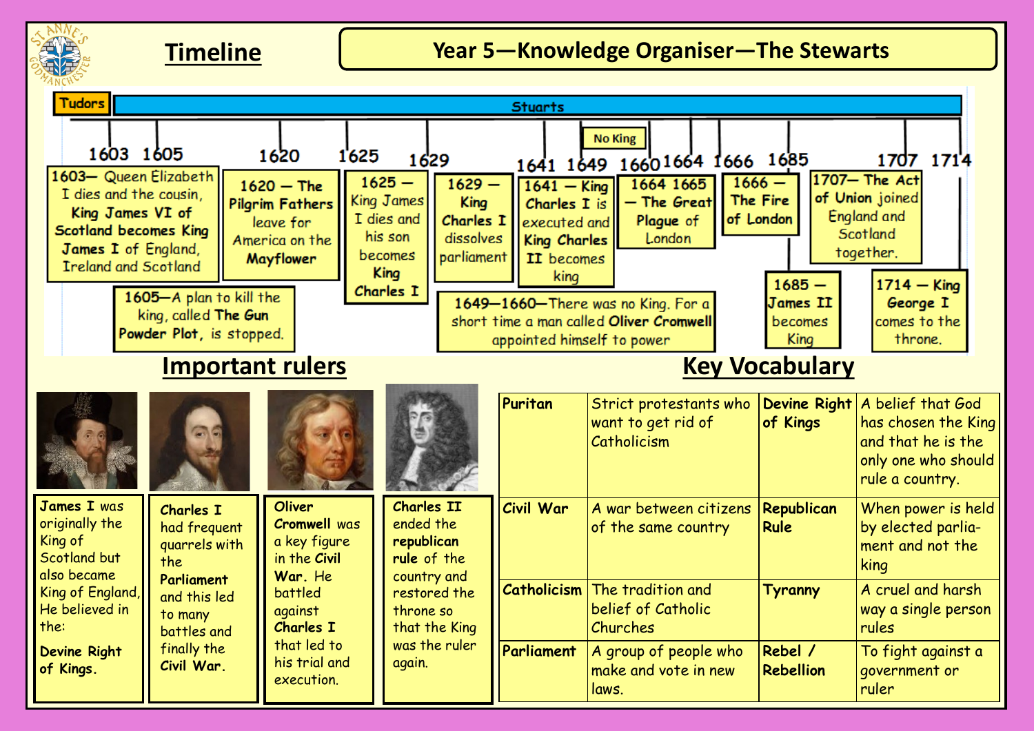# Timeline

## Year 5—Knowledge Organiser—The Stewarts

Tudors | Stuarts

No King

1603 1605 1620 1625 1629 1641 1649 1660 1664 1666 1685 1707 1714

- **1603**— Queen Elizabeth I dies and the cousin, **King James VI of Scotland becomes King James I** of England, Ireland and Scotland
- **1605**—A plan to kill the king, called **The Gun Powder Plot**, is stopped.
- **1620 — The Pilgrim Fathers** leave for America on the **Mayflower**
- **1625 —** King James I dies and his son becomes **King Charles I**
- **1629 — King Charles I** dissolves parliament
- **1641 — King Charles I** is executed and **King Charles II** becomes king
- **1649—1660**—There was no King. For a short time a man called **Oliver Cromwell** appointed himself to power
- **1664 1665 — The Great** Plague of London
- **1666 — The Fire of London**
- **1685 — James II** becomes King
- **1707— The Act** of Union joined England and Scotland together.
- **1714 — King George I** comes to the throne.

## Important rulers

**James I** was originally the King of Scotland but also became King of England, He believed in the:

**Devine Right of Kings.**

**Charles I** had frequent quarrels with the **Parliament** and this led to many battles and finally the **Civil War.**

**Oliver Cromwell** was a key figure in the **Civil War.** He battled against **Charles I** that led to his trial and execution.

**Charles II** ended the **republican rule** of the country and restored the throne so that the King was the ruler again.

## Key Vocabulary

| | | | |
|---|---|---|---|
| **Puritan** | Strict protestants who want to get rid of Catholicism | **Devine Right of Kings** | A belief that God has chosen the King and that he is the only one who should rule a country. |
| **Civil War** | A war between citizens of the same country | **Republican Rule** | When power is held by elected parlia-ment and not the king |
| **Catholicism** | The tradition and belief of Catholic Churches | **Tyranny** | A cruel and harsh way a single person rules |
| **Parliament** | A group of people who make and vote in new laws. | **Rebel / Rebellion** | To fight against a government or ruler |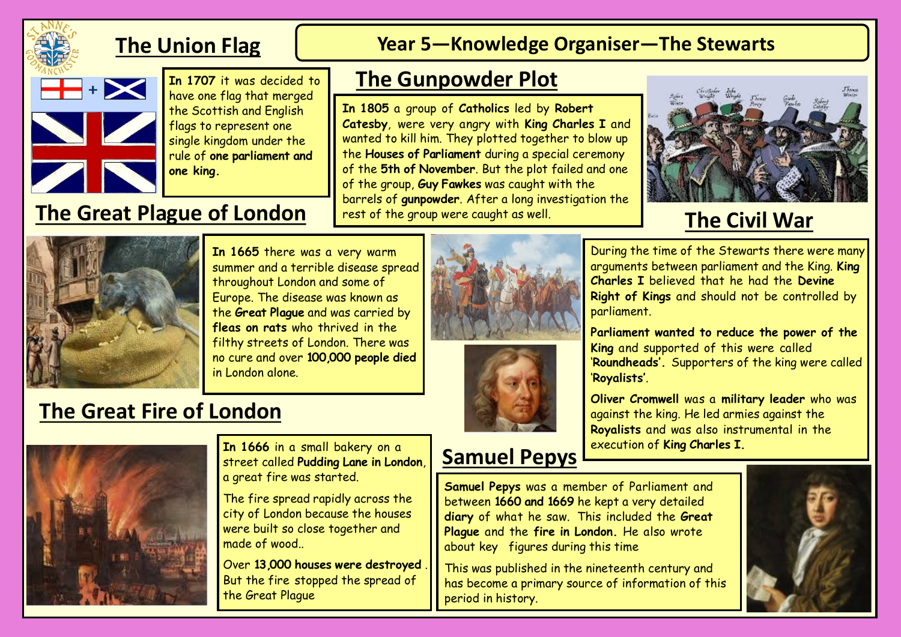# Year 5—Knowledge Organiser—The Stewarts

## The Union Flag

**In 1707** it was decided to have one flag that merged the Scottish and English flags to represent one single kingdom under the rule of **one parliament and one king.**

## The Gunpowder Plot

**In 1805** a group of **Catholics** led by **Robert Catesby**, were very angry with **King Charles I** and wanted to kill him. They plotted together to blow up the **Houses of Parliament** during a special ceremony of the **5th of November**. But the plot failed and one of the group, **Guy Fawkes** was caught with the barrels of **gunpowder**. After a long investigation the rest of the group were caught as well.

## The Great Plague of London

**In 1665** there was a very warm summer and a terrible disease spread throughout London and some of Europe. The disease was known as the **Great Plague** and was carried by **fleas on rats** who thrived in the filthy streets of London. There was no cure and over **100,000 people died** in London alone.

## The Civil War

During the time of the Stewarts there were many arguments between parliament and the King. **King Charles I** believed that he had the **Devine Right of Kings** and should not be controlled by parliament.

**Parliament wanted to reduce the power of the King** and supported of this were called '**Roundheads**'. Supporters of the king were called '**Royalists**'.

**Oliver Cromwell** was a **military leader** who was against the king. He led armies against the **Royalists** and was also instrumental in the execution of **King Charles I.**

## The Great Fire of London

**In 1666** in a small bakery on a street called **Pudding Lane in London**, a great fire was started.

The fire spread rapidly across the city of London because the houses were built so close together and made of wood..

Over **13,000 houses were destroyed** . But the fire stopped the spread of the Great Plague

## Samuel Pepys

**Samuel Pepys** was a member of Parliament and between **1660 and 1669** he kept a very detailed **diary** of what he saw. This included the **Great Plague** and the **fire in London.** He also wrote about key figures during this time

This was published in the nineteenth century and has become a primary source of information of this period in history.